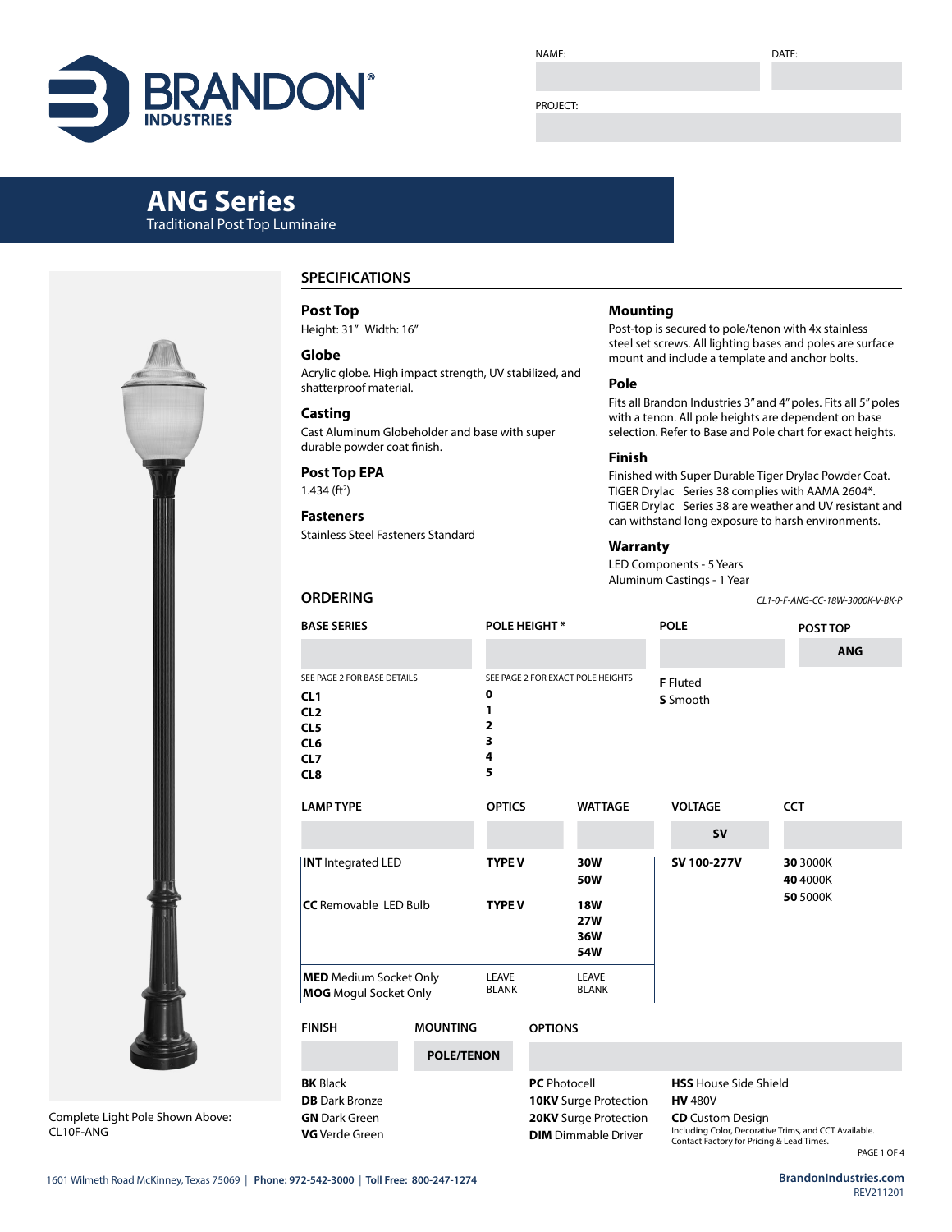# BRANDON INDUSTRIES

NAME:

DATE:

PROJECT:

## ANG Series

Traditional Post Top Luminaire

Complete Light Pole Shown Above: CL10F-ANG

## SPECIFICATIONS

### Post Top

Height: 31" Width: 16"

### Globe

Acrylic globe. High impact strength, UV stabilized, and shatterproof material.

### Casting

Cast Aluminum Globeholder and base with super durable powder coat finish.

### Post Top EPA

1.434 (ft$^2$)

### Fasteners

Stainless Steel Fasteners Standard

### Mounting

Post-top is secured to pole/tenon with 4x stainless steel set screws. All lighting bases and poles are surface mount and include a template and anchor bolts.

### Pole

Fits all Brandon Industries 3" and 4" poles. Fits all 5" poles with a tenon. All pole heights are dependent on base selection. Refer to Base and Pole chart for exact heights.

### Finish

Finished with Super Durable Tiger Drylac Powder Coat. TIGER Drylac Series 38 complies with AAMA 2604*. TIGER Drylac Series 38 are weather and UV resistant and can withstand long exposure to harsh environments.

### Warranty

LED Components - 5 Years
Aluminum Castings - 1 Year

## ORDERING

*CL1-0-F-ANG-CC-18W-3000K-V-BK-P*

| BASE SERIES | POLE HEIGHT * | POLE | POST TOP |
|---|---|---|---|
| | | | ANG |
| SEE PAGE 2 FOR BASE DETAILS | SEE PAGE 2 FOR EXACT POLE HEIGHTS | **F** Fluted | |
| **CL1** | **0** | **S** Smooth | |
| **CL2** | **1** | | |
| **CL5** | **2** | | |
| **CL6** | **3** | | |
| **CL7** | **4** | | |
| **CL8** | **5** | | |

| LAMP TYPE | OPTICS | WATTAGE | VOLTAGE | CCT |
|---|---|---|---|---|
| | | | SV | |
| **INT** Integrated LED | **TYPE V** | **30W**<br>**50W** | **SV 100-277V** | **30** 3000K<br>**40** 4000K<br>**50** 5000K |
| **CC** Removable LED Bulb | **TYPE V** | **18W**<br>**27W**<br>**36W**<br>**54W** | | |
| **MED** Medium Socket Only<br>**MOG** Mogul Socket Only | LEAVE BLANK | LEAVE BLANK | | |

| FINISH | MOUNTING | OPTIONS | |
|---|---|---|---|
| | POLE/TENON | | |
| **BK** Black | | **PC** Photocell | **HSS** House Side Shield |
| **DB** Dark Bronze | | **10KV** Surge Protection | **HV** 480V |
| **GN** Dark Green | | **20KV** Surge Protection | **CD** Custom Design<br>Including Color, Decorative Trims, and CCT Available. Contact Factory for Pricing & Lead Times. |
| **VG** Verde Green | | **DIM** Dimmable Driver | |

1601 Wilmeth Road McKinney, Texas 75069 | **Phone: 972-542-3000** | **Toll Free: 800-247-1274**

**BrandonIndustries.com**
REV211201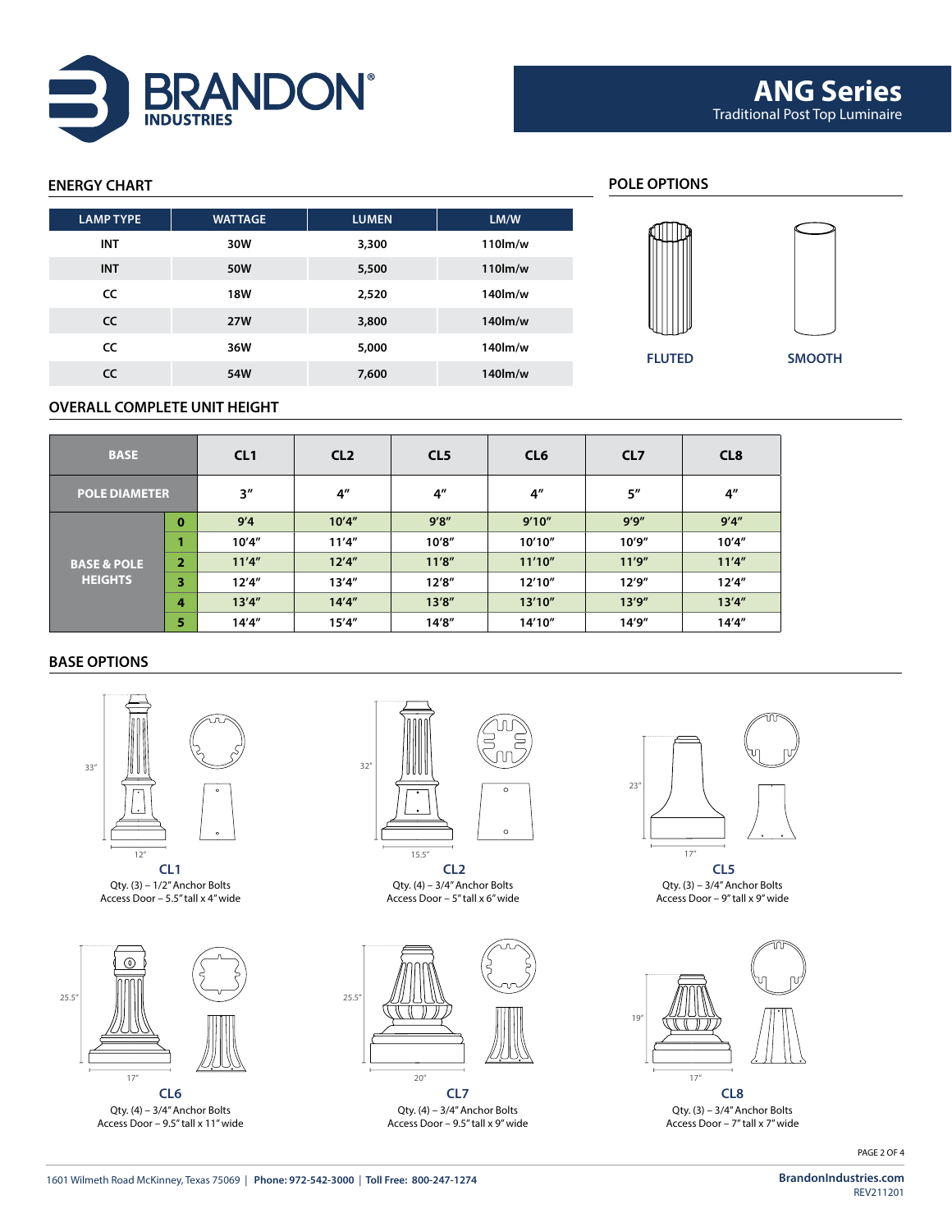# ANG Series

Traditional Post Top Luminaire

## ENERGY CHART

| LAMP TYPE | WATTAGE | LUMEN | LM/W |
|---|---|---|---|
| INT | 30W | 3,300 | 110lm/w |
| INT | 50W | 5,500 | 110lm/w |
| CC | 18W | 2,520 | 140lm/w |
| CC | 27W | 3,800 | 140lm/w |
| CC | 36W | 5,000 | 140lm/w |
| CC | 54W | 7,600 | 140lm/w |

## POLE OPTIONS

FLUTED

SMOOTH

## OVERALL COMPLETE UNIT HEIGHT

| BASE | | CL1 | CL2 | CL5 | CL6 | CL7 | CL8 |
|---|---|---|---|---|---|---|---|
| POLE DIAMETER | | 3" | 4" | 4" | 4" | 5" | 4" |
| BASE & POLE HEIGHTS | 0 | 9'4 | 10'4" | 9'8" | 9'10" | 9'9" | 9'4" |
| | 1 | 10'4" | 11'4" | 10'8" | 10'10" | 10'9" | 10'4" |
| | 2 | 11'4" | 12'4" | 11'8" | 11'10" | 11'9" | 11'4" |
| | 3 | 12'4" | 13'4" | 12'8" | 12'10" | 12'9" | 12'4" |
| | 4 | 13'4" | 14'4" | 13'8" | 13'10" | 13'9" | 13'4" |
| | 5 | 14'4" | 15'4" | 14'8" | 14'10" | 14'9" | 14'4" |

## BASE OPTIONS

33" 12"

**CL1**
Qty. (3) – 1/2" Anchor Bolts
Access Door – 5.5" tall x 4" wide

32" 15.5"

**CL2**
Qty. (4) – 3/4" Anchor Bolts
Access Door – 5" tall x 6" wide

23" 17"

**CL5**
Qty. (3) – 3/4" Anchor Bolts
Access Door – 9" tall x 9" wide

25.5" 17"

**CL6**
Qty. (4) – 3/4" Anchor Bolts
Access Door – 9.5" tall x 11" wide

25.5" 20"

**CL7**
Qty. (4) – 3/4" Anchor Bolts
Access Door – 9.5" tall x 9" wide

19" 17"

**CL8**
Qty. (3) – 3/4" Anchor Bolts
Access Door – 7" tall x 7" wide

1601 Wilmeth Road McKinney, Texas 75069 | **Phone: 972-542-3000** | **Toll Free: 800-247-1274**

**BrandonIndustries.com**
REV211201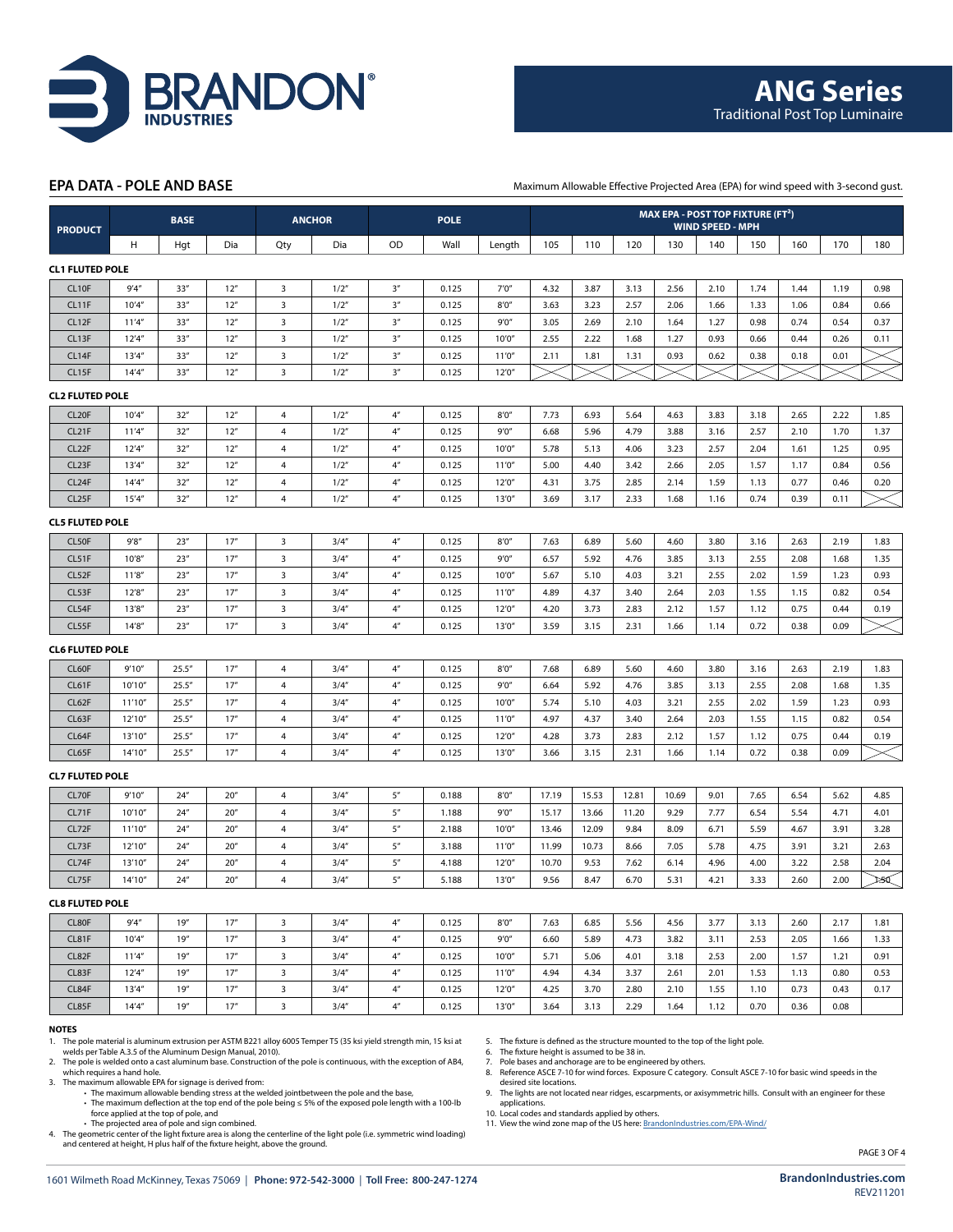# ANG Series

Traditional Post Top Luminaire

## EPA DATA - POLE AND BASE

Maximum Allowable Effective Projected Area (EPA) for wind speed with 3-second gust.

| PRODUCT | BASE | | | ANCHOR | | POLE | | | MAX EPA - POST TOP FIXTURE (FT²) WIND SPEED - MPH | | | | | | | | |
|---|---|---|---|---|---|---|---|---|---|---|---|---|---|---|---|---|---|
| | H | Hgt | Dia | Qty | Dia | OD | Wall | Length | 105 | 110 | 120 | 130 | 140 | 150 | 160 | 170 | 180 |
| **CL1 FLUTED POLE** | | | | | | | | | | | | | | | | | |
| CL10F | 9'4" | 33" | 12" | 3 | 1/2" | 3" | 0.125 | 7'0" | 4.32 | 3.87 | 3.13 | 2.56 | 2.10 | 1.74 | 1.44 | 1.19 | 0.98 |
| CL11F | 10'4" | 33" | 12" | 3 | 1/2" | 3" | 0.125 | 8'0" | 3.63 | 3.23 | 2.57 | 2.06 | 1.66 | 1.33 | 1.06 | 0.84 | 0.66 |
| CL12F | 11'4" | 33" | 12" | 3 | 1/2" | 3" | 0.125 | 9'0" | 3.05 | 2.69 | 2.10 | 1.64 | 1.27 | 0.98 | 0.74 | 0.54 | 0.37 |
| CL13F | 12'4" | 33" | 12" | 3 | 1/2" | 3" | 0.125 | 10'0" | 2.55 | 2.22 | 1.68 | 1.27 | 0.93 | 0.66 | 0.44 | 0.26 | 0.11 |
| CL14F | 13'4" | 33" | 12" | 3 | 1/2" | 3" | 0.125 | 11'0" | 2.11 | 1.81 | 1.31 | 0.93 | 0.62 | 0.38 | 0.18 | 0.01 | |
| CL15F | 14'4" | 33" | 12" | 3 | 1/2" | 3" | 0.125 | 12'0" | | | | | | | | | |
| **CL2 FLUTED POLE** | | | | | | | | | | | | | | | | | |
| CL20F | 10'4" | 32" | 12" | 4 | 1/2" | 4" | 0.125 | 8'0" | 7.73 | 6.93 | 5.64 | 4.63 | 3.83 | 3.18 | 2.65 | 2.22 | 1.85 |
| CL21F | 11'4" | 32" | 12" | 4 | 1/2" | 4" | 0.125 | 9'0" | 6.68 | 5.96 | 4.79 | 3.88 | 3.16 | 2.57 | 2.10 | 1.70 | 1.37 |
| CL22F | 12'4" | 32" | 12" | 4 | 1/2" | 4" | 0.125 | 10'0" | 5.78 | 5.13 | 4.06 | 3.23 | 2.57 | 2.04 | 1.61 | 1.25 | 0.95 |
| CL23F | 13'4" | 32" | 12" | 4 | 1/2" | 4" | 0.125 | 11'0" | 5.00 | 4.40 | 3.42 | 2.66 | 2.05 | 1.57 | 1.17 | 0.84 | 0.56 |
| CL24F | 14'4" | 32" | 12" | 4 | 1/2" | 4" | 0.125 | 12'0" | 4.31 | 3.75 | 2.85 | 2.14 | 1.59 | 1.13 | 0.77 | 0.46 | 0.20 |
| CL25F | 15'4" | 32" | 12" | 4 | 1/2" | 4" | 0.125 | 13'0" | 3.69 | 3.17 | 2.33 | 1.68 | 1.16 | 0.74 | 0.39 | 0.11 | |
| **CL5 FLUTED POLE** | | | | | | | | | | | | | | | | | |
| CL50F | 9'8" | 23" | 17" | 3 | 3/4" | 4" | 0.125 | 8'0" | 7.63 | 6.89 | 5.60 | 4.60 | 3.80 | 3.16 | 2.63 | 2.19 | 1.83 |
| CL51F | 10'8" | 23" | 17" | 3 | 3/4" | 4" | 0.125 | 9'0" | 6.57 | 5.92 | 4.76 | 3.85 | 3.13 | 2.55 | 2.08 | 1.68 | 1.35 |
| CL52F | 11'8" | 23" | 17" | 3 | 3/4" | 4" | 0.125 | 10'0" | 5.67 | 5.10 | 4.03 | 3.21 | 2.55 | 2.02 | 1.59 | 1.23 | 0.93 |
| CL53F | 12'8" | 23" | 17" | 3 | 3/4" | 4" | 0.125 | 11'0" | 4.89 | 4.37 | 3.40 | 2.64 | 2.03 | 1.55 | 1.15 | 0.82 | 0.54 |
| CL54F | 13'8" | 23" | 17" | 3 | 3/4" | 4" | 0.125 | 12'0" | 4.20 | 3.73 | 2.83 | 2.12 | 1.57 | 1.12 | 0.75 | 0.44 | 0.19 |
| CL55F | 14'8" | 23" | 17" | 3 | 3/4" | 4" | 0.125 | 13'0" | 3.59 | 3.15 | 2.31 | 1.66 | 1.14 | 0.72 | 0.38 | 0.09 | |
| **CL6 FLUTED POLE** | | | | | | | | | | | | | | | | | |
| CL60F | 9'10" | 25.5" | 17" | 4 | 3/4" | 4" | 0.125 | 8'0" | 7.68 | 6.89 | 5.60 | 4.60 | 3.80 | 3.16 | 2.63 | 2.19 | 1.83 |
| CL61F | 10'10" | 25.5" | 17" | 4 | 3/4" | 4" | 0.125 | 9'0" | 6.64 | 5.92 | 4.76 | 3.85 | 3.13 | 2.55 | 2.08 | 1.68 | 1.35 |
| CL62F | 11'10" | 25.5" | 17" | 4 | 3/4" | 4" | 0.125 | 10'0" | 5.74 | 5.10 | 4.03 | 3.21 | 2.55 | 2.02 | 1.59 | 1.23 | 0.93 |
| CL63F | 12'10" | 25.5" | 17" | 4 | 3/4" | 4" | 0.125 | 11'0" | 4.97 | 4.37 | 3.40 | 2.64 | 2.03 | 1.55 | 1.15 | 0.82 | 0.54 |
| CL64F | 13'10" | 25.5" | 17" | 4 | 3/4" | 4" | 0.125 | 12'0" | 4.28 | 3.73 | 2.83 | 2.12 | 1.57 | 1.12 | 0.75 | 0.44 | 0.19 |
| CL65F | 14'10" | 25.5" | 17" | 4 | 3/4" | 4" | 0.125 | 13'0" | 3.66 | 3.15 | 2.31 | 1.66 | 1.14 | 0.72 | 0.38 | 0.09 | |
| **CL7 FLUTED POLE** | | | | | | | | | | | | | | | | | |
| CL70F | 9'10" | 24" | 20" | 4 | 3/4" | 5" | 0.188 | 8'0" | 17.19 | 15.53 | 12.81 | 10.69 | 9.01 | 7.65 | 6.54 | 5.62 | 4.85 |
| CL71F | 10'10" | 24" | 20" | 4 | 3/4" | 5" | 1.188 | 9'0" | 15.17 | 13.66 | 11.20 | 9.29 | 7.77 | 6.54 | 5.54 | 4.71 | 4.01 |
| CL72F | 11'10" | 24" | 20" | 4 | 3/4" | 5" | 2.188 | 10'0" | 13.46 | 12.09 | 9.84 | 8.09 | 6.71 | 5.59 | 4.67 | 3.91 | 3.28 |
| CL73F | 12'10" | 24" | 20" | 4 | 3/4" | 5" | 3.188 | 11'0" | 11.99 | 10.73 | 8.66 | 7.05 | 5.78 | 4.75 | 3.91 | 3.21 | 2.63 |
| CL74F | 13'10" | 24" | 20" | 4 | 3/4" | 5" | 4.188 | 12'0" | 10.70 | 9.53 | 7.62 | 6.14 | 4.96 | 4.00 | 3.22 | 2.58 | 2.04 |
| CL75F | 14'10" | 24" | 20" | 4 | 3/4" | 5" | 5.188 | 13'0" | 9.56 | 8.47 | 6.70 | 5.31 | 4.21 | 3.33 | 2.60 | 2.00 | 1.50 |
| **CL8 FLUTED POLE** | | | | | | | | | | | | | | | | | |
| CL80F | 9'4" | 19" | 17" | 3 | 3/4" | 4" | 0.125 | 8'0" | 7.63 | 6.85 | 5.56 | 4.56 | 3.77 | 3.13 | 2.60 | 2.17 | 1.81 |
| CL81F | 10'4" | 19" | 17" | 3 | 3/4" | 4" | 0.125 | 9'0" | 6.60 | 5.89 | 4.73 | 3.82 | 3.11 | 2.53 | 2.05 | 1.66 | 1.33 |
| CL82F | 11'4" | 19" | 17" | 3 | 3/4" | 4" | 0.125 | 10'0" | 5.71 | 5.06 | 4.01 | 3.18 | 2.53 | 2.00 | 1.57 | 1.21 | 0.91 |
| CL83F | 12'4" | 19" | 17" | 3 | 3/4" | 4" | 0.125 | 11'0" | 4.94 | 4.34 | 3.37 | 2.61 | 2.01 | 1.53 | 1.13 | 0.80 | 0.53 |
| CL84F | 13'4" | 19" | 17" | 3 | 3/4" | 4" | 0.125 | 12'0" | 4.25 | 3.70 | 2.80 | 2.10 | 1.55 | 1.10 | 0.73 | 0.43 | 0.17 |
| CL85F | 14'4" | 19" | 17" | 3 | 3/4" | 4" | 0.125 | 13'0" | 3.64 | 3.13 | 2.29 | 1.64 | 1.12 | 0.70 | 0.36 | 0.08 | |

### NOTES

1. The pole material is aluminum extrusion per ASTM B221 alloy 6005 Temper T5 (35 ksi yield strength min, 15 ksi at welds per Table A.3.5 of the Aluminum Design Manual, 2010).
2. The pole is welded onto a cast aluminum base. Construction of the pole is continuous, with the exception of AB4, which requires a hand hole.
3. The maximum allowable EPA for signage is derived from:
   - The maximum allowable bending stress at the welded jointbetween the pole and the base,
   - The maximum deflection at the top end of the pole being ≤ 5% of the exposed pole length with a 100-lb force applied at the top of pole, and
   - The projected area of pole and sign combined.
4. The geometric center of the light fixture area is along the centerline of the light pole (i.e. symmetric wind loading) and centered at height, H plus half of the fixture height, above the ground.
5. The fixture is defined as the structure mounted to the top of the light pole.
6. The fixture height is assumed to be 38 in.
7. Pole bases and anchorage are to be engineered by others.
8. Reference ASCE 7-10 for wind forces. Exposure C category. Consult ASCE 7-10 for basic wind speeds in the desired site locations.
9. The lights are not located near ridges, escarpments, or axisymmetric hills. Consult with an engineer for these applications.
10. Local codes and standards applied by others.
11. View the wind zone map of the US here: BrandonIndustries.com/EPA-Wind/

1601 Wilmeth Road McKinney, Texas 75069 | **Phone: 972-542-3000** | **Toll Free: 800-247-1274**

**BrandonIndustries.com**
REV211201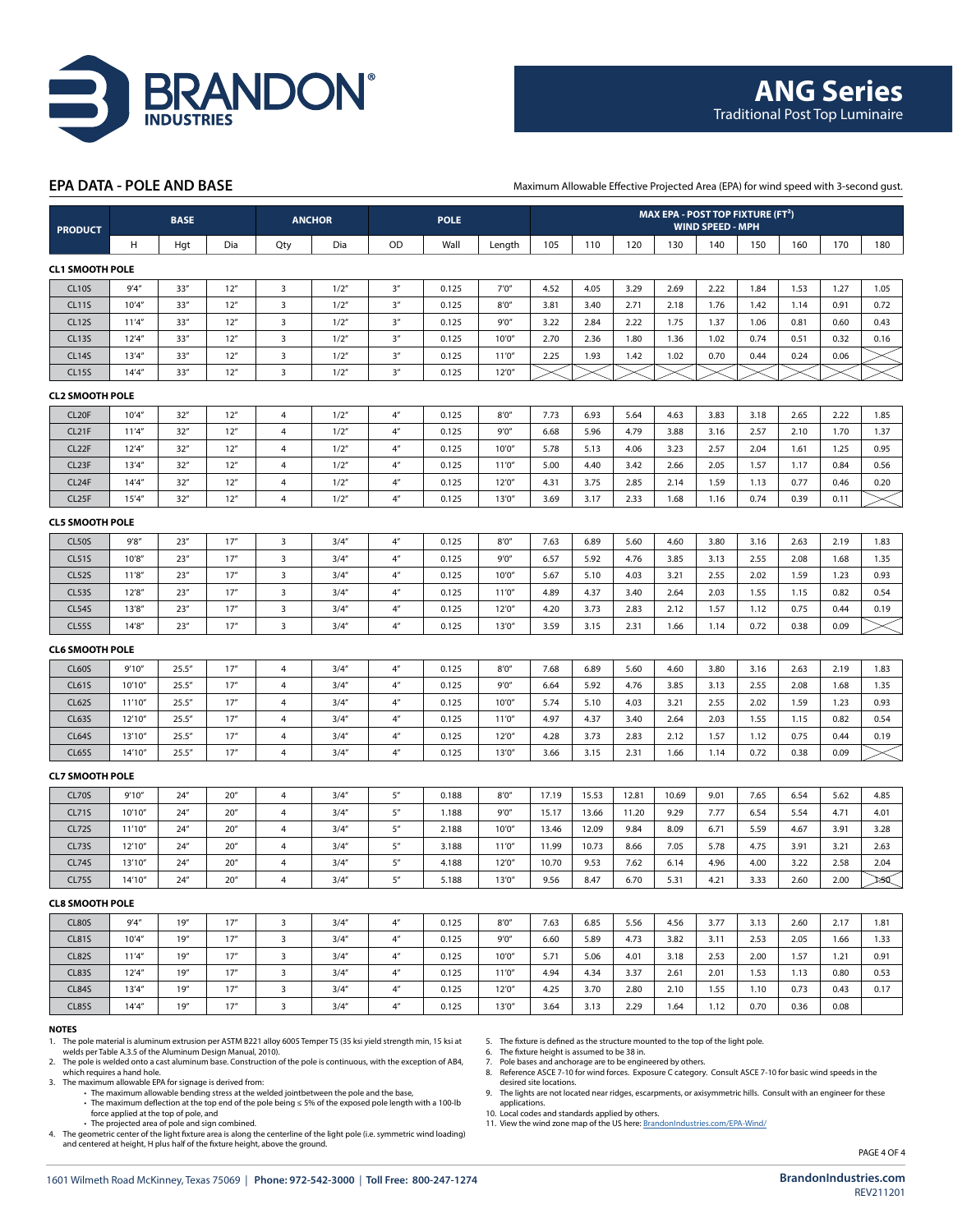# ANG Series

Traditional Post Top Luminaire

## EPA DATA - POLE AND BASE

Maximum Allowable Effective Projected Area (EPA) for wind speed with 3-second gust.

| PRODUCT | BASE | | | ANCHOR | | POLE | | | MAX EPA - POST TOP FIXTURE (FT²) WIND SPEED - MPH | | | | | | | | |
|---|---|---|---|---|---|---|---|---|---|---|---|---|---|---|---|---|---|
| | H | Hgt | Dia | Qty | Dia | OD | Wall | Length | 105 | 110 | 120 | 130 | 140 | 150 | 160 | 170 | 180 |
| **CL1 SMOOTH POLE** | | | | | | | | | | | | | | | | | |
| CL10S | 9'4" | 33" | 12" | 3 | 1/2" | 3" | 0.125 | 7'0" | 4.52 | 4.05 | 3.29 | 2.69 | 2.22 | 1.84 | 1.53 | 1.27 | 1.05 |
| CL11S | 10'4" | 33" | 12" | 3 | 1/2" | 3" | 0.125 | 8'0" | 3.81 | 3.40 | 2.71 | 2.18 | 1.76 | 1.42 | 1.14 | 0.91 | 0.72 |
| CL12S | 11'4" | 33" | 12" | 3 | 1/2" | 3" | 0.125 | 9'0" | 3.22 | 2.84 | 2.22 | 1.75 | 1.37 | 1.06 | 0.81 | 0.60 | 0.43 |
| CL13S | 12'4" | 33" | 12" | 3 | 1/2" | 3" | 0.125 | 10'0" | 2.70 | 2.36 | 1.80 | 1.36 | 1.02 | 0.74 | 0.51 | 0.32 | 0.16 |
| CL14S | 13'4" | 33" | 12" | 3 | 1/2" | 3" | 0.125 | 11'0" | 2.25 | 1.93 | 1.42 | 1.02 | 0.70 | 0.44 | 0.24 | 0.06 | |
| CL15S | 14'4" | 33" | 12" | 3 | 1/2" | 3" | 0.125 | 12'0" | | | | | | | | | |
| **CL2 SMOOTH POLE** | | | | | | | | | | | | | | | | | |
| CL20F | 10'4" | 32" | 12" | 4 | 1/2" | 4" | 0.125 | 8'0" | 7.73 | 6.93 | 5.64 | 4.63 | 3.83 | 3.18 | 2.65 | 2.22 | 1.85 |
| CL21F | 11'4" | 32" | 12" | 4 | 1/2" | 4" | 0.125 | 9'0" | 6.68 | 5.96 | 4.79 | 3.88 | 3.16 | 2.57 | 2.10 | 1.70 | 1.37 |
| CL22F | 12'4" | 32" | 12" | 4 | 1/2" | 4" | 0.125 | 10'0" | 5.78 | 5.13 | 4.06 | 3.23 | 2.57 | 2.04 | 1.61 | 1.25 | 0.95 |
| CL23F | 13'4" | 32" | 12" | 4 | 1/2" | 4" | 0.125 | 11'0" | 5.00 | 4.40 | 3.42 | 2.66 | 2.05 | 1.57 | 1.17 | 0.84 | 0.56 |
| CL24F | 14'4" | 32" | 12" | 4 | 1/2" | 4" | 0.125 | 12'0" | 4.31 | 3.75 | 2.85 | 2.14 | 1.59 | 1.13 | 0.77 | 0.46 | 0.20 |
| CL25F | 15'4" | 32" | 12" | 4 | 1/2" | 4" | 0.125 | 13'0" | 3.69 | 3.17 | 2.33 | 1.68 | 1.16 | 0.74 | 0.39 | 0.11 | |
| **CL5 SMOOTH POLE** | | | | | | | | | | | | | | | | | |
| CL50S | 9'8" | 23" | 17" | 3 | 3/4" | 4" | 0.125 | 8'0" | 7.63 | 6.89 | 5.60 | 4.60 | 3.80 | 3.16 | 2.63 | 2.19 | 1.83 |
| CL51S | 10'8" | 23" | 17" | 3 | 3/4" | 4" | 0.125 | 9'0" | 6.57 | 5.92 | 4.76 | 3.85 | 3.13 | 2.55 | 2.08 | 1.68 | 1.35 |
| CL52S | 11'8" | 23" | 17" | 3 | 3/4" | 4" | 0.125 | 10'0" | 5.67 | 5.10 | 4.03 | 3.21 | 2.55 | 2.02 | 1.59 | 1.23 | 0.93 |
| CL53S | 12'8" | 23" | 17" | 3 | 3/4" | 4" | 0.125 | 11'0" | 4.89 | 4.37 | 3.40 | 2.64 | 2.03 | 1.55 | 1.15 | 0.82 | 0.54 |
| CL54S | 13'8" | 23" | 17" | 3 | 3/4" | 4" | 0.125 | 12'0" | 4.20 | 3.73 | 2.83 | 2.12 | 1.57 | 1.12 | 0.75 | 0.44 | 0.19 |
| CL55S | 14'8" | 23" | 17" | 3 | 3/4" | 4" | 0.125 | 13'0" | 3.59 | 3.15 | 2.31 | 1.66 | 1.14 | 0.72 | 0.38 | 0.09 | |
| **CL6 SMOOTH POLE** | | | | | | | | | | | | | | | | | |
| CL60S | 9'10" | 25.5" | 17" | 4 | 3/4" | 4" | 0.125 | 8'0" | 7.68 | 6.89 | 5.60 | 4.60 | 3.80 | 3.16 | 2.63 | 2.19 | 1.83 |
| CL61S | 10'10" | 25.5" | 17" | 4 | 3/4" | 4" | 0.125 | 9'0" | 6.64 | 5.92 | 4.76 | 3.85 | 3.13 | 2.55 | 2.08 | 1.68 | 1.35 |
| CL62S | 11'10" | 25.5" | 17" | 4 | 3/4" | 4" | 0.125 | 10'0" | 5.74 | 5.10 | 4.03 | 3.21 | 2.55 | 2.02 | 1.59 | 1.23 | 0.93 |
| CL63S | 12'10" | 25.5" | 17" | 4 | 3/4" | 4" | 0.125 | 11'0" | 4.97 | 4.37 | 3.40 | 2.64 | 2.03 | 1.55 | 1.15 | 0.82 | 0.54 |
| CL64S | 13'10" | 25.5" | 17" | 4 | 3/4" | 4" | 0.125 | 12'0" | 4.28 | 3.73 | 2.83 | 2.12 | 1.57 | 1.12 | 0.75 | 0.44 | 0.19 |
| CL65S | 14'10" | 25.5" | 17" | 4 | 3/4" | 4" | 0.125 | 13'0" | 3.66 | 3.15 | 2.31 | 1.66 | 1.14 | 0.72 | 0.38 | 0.09 | |
| **CL7 SMOOTH POLE** | | | | | | | | | | | | | | | | | |
| CL70S | 9'10" | 24" | 20" | 4 | 3/4" | 5" | 0.188 | 8'0" | 17.19 | 15.53 | 12.81 | 10.69 | 9.01 | 7.65 | 6.54 | 5.62 | 4.85 |
| CL71S | 10'10" | 24" | 20" | 4 | 3/4" | 5" | 1.188 | 9'0" | 15.17 | 13.66 | 11.20 | 9.29 | 7.77 | 6.54 | 5.54 | 4.71 | 4.01 |
| CL72S | 11'10" | 24" | 20" | 4 | 3/4" | 5" | 2.188 | 10'0" | 13.46 | 12.09 | 9.84 | 8.09 | 6.71 | 5.59 | 4.67 | 3.91 | 3.28 |
| CL73S | 12'10" | 24" | 20" | 4 | 3/4" | 5" | 3.188 | 11'0" | 11.99 | 10.73 | 8.66 | 7.05 | 5.78 | 4.75 | 3.91 | 3.21 | 2.63 |
| CL74S | 13'10" | 24" | 20" | 4 | 3/4" | 5" | 4.188 | 12'0" | 10.70 | 9.53 | 7.62 | 6.14 | 4.96 | 4.00 | 3.22 | 2.58 | 2.04 |
| CL75S | 14'10" | 24" | 20" | 4 | 3/4" | 5" | 5.188 | 13'0" | 9.56 | 8.47 | 6.70 | 5.31 | 4.21 | 3.33 | 2.60 | 2.00 | 1.50 |
| **CL8 SMOOTH POLE** | | | | | | | | | | | | | | | | | |
| CL80S | 9'4" | 19" | 17" | 3 | 3/4" | 4" | 0.125 | 8'0" | 7.63 | 6.85 | 5.56 | 4.56 | 3.77 | 3.13 | 2.60 | 2.17 | 1.81 |
| CL81S | 10'4" | 19" | 17" | 3 | 3/4" | 4" | 0.125 | 9'0" | 6.60 | 5.89 | 4.73 | 3.82 | 3.11 | 2.53 | 2.05 | 1.66 | 1.33 |
| CL82S | 11'4" | 19" | 17" | 3 | 3/4" | 4" | 0.125 | 10'0" | 5.71 | 5.06 | 4.01 | 3.18 | 2.53 | 2.00 | 1.57 | 1.21 | 0.91 |
| CL83S | 12'4" | 19" | 17" | 3 | 3/4" | 4" | 0.125 | 11'0" | 4.94 | 4.34 | 3.37 | 2.61 | 2.01 | 1.53 | 1.13 | 0.80 | 0.53 |
| CL84S | 13'4" | 19" | 17" | 3 | 3/4" | 4" | 0.125 | 12'0" | 4.25 | 3.70 | 2.80 | 2.10 | 1.55 | 1.10 | 0.73 | 0.43 | 0.17 |
| CL85S | 14'4" | 19" | 17" | 3 | 3/4" | 4" | 0.125 | 13'0" | 3.64 | 3.13 | 2.29 | 1.64 | 1.12 | 0.70 | 0.36 | 0.08 | |

### NOTES

1. The pole material is aluminum extrusion per ASTM B221 alloy 6005 Temper T5 (35 ksi yield strength min, 15 ksi at welds per Table A.3.5 of the Aluminum Design Manual, 2010).
2. The pole is welded onto a cast aluminum base. Construction of the pole is continuous, with the exception of AB4, which requires a hand hole.
3. The maximum allowable EPA for signage is derived from:
   - The maximum allowable bending stress at the welded jointbetween the pole and the base,
   - The maximum deflection at the top end of the pole being ≤ 5% of the exposed pole length with a 100-lb force applied at the top of pole, and
   - The projected area of pole and sign combined.
4. The geometric center of the light fixture area is along the centerline of the light pole (i.e. symmetric wind loading) and centered at height, H plus half of the fixture height, above the ground.
5. The fixture is defined as the structure mounted to the top of the light pole.
6. The fixture height is assumed to be 38 in.
7. Pole bases and anchorage are to be engineered by others.
8. Reference ASCE 7-10 for wind forces. Exposure C category. Consult ASCE 7-10 for basic wind speeds in the desired site locations.
9. The lights are not located near ridges, escarpments, or axisymmetric hills. Consult with an engineer for these applications.
10. Local codes and standards applied by others.
11. View the wind zone map of the US here: BrandonIndustries.com/EPA-Wind/

1601 Wilmeth Road McKinney, Texas 75069 | **Phone: 972-542-3000** | **Toll Free: 800-247-1274**

**BrandonIndustries.com**

REV211201